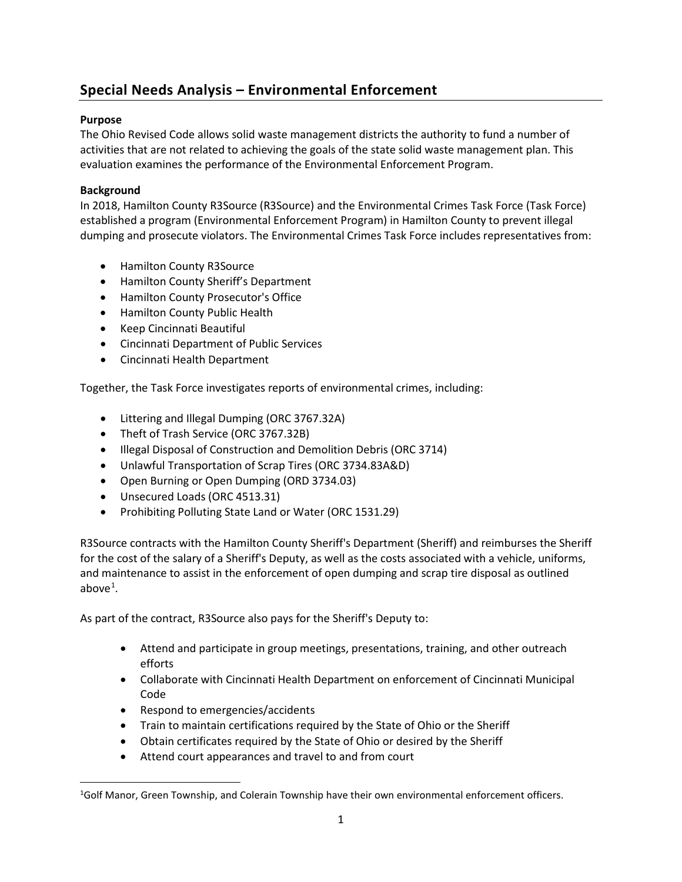## Special Needs Analysis – Environmental Enforcement

**Purpose**

The Ohio Revised Code allows solid waste management districts the authority to fund a number of activities that are not related to achieving the goals of the state solid waste management plan. This evaluation examines the performance of the Environmental Enforcement Program.

**Background**

In 2018, Hamilton County R3Source (R3Source) and the Environmental Crimes Task Force (Task Force) established a program (Environmental Enforcement Program) in Hamilton County to prevent illegal dumping and prosecute violators. The Environmental Crimes Task Force includes representatives from:

- Hamilton County R3Source
- Hamilton County Sheriff's Department
- Hamilton County Prosecutor's Office
- Hamilton County Public Health
- Keep Cincinnati Beautiful
- Cincinnati Department of Public Services
- Cincinnati Health Department

Together, the Task Force investigates reports of environmental crimes, including:

- Littering and Illegal Dumping (ORC 3767.32A)
- Theft of Trash Service (ORC 3767.32B)
- Illegal Disposal of Construction and Demolition Debris (ORC 3714)
- Unlawful Transportation of Scrap Tires (ORC 3734.83A&D)
- Open Burning or Open Dumping (ORD 3734.03)
- Unsecured Loads (ORC 4513.31)
- Prohibiting Polluting State Land or Water (ORC 1531.29)

R3Source contracts with the Hamilton County Sheriff's Department (Sheriff) and reimburses the Sheriff for the cost of the salary of a Sheriff's Deputy, as well as the costs associated with a vehicle, uniforms, and maintenance to assist in the enforcement of open dumping and scrap tire disposal as outlined above[1].

As part of the contract, R3Source also pays for the Sheriff's Deputy to:

- Attend and participate in group meetings, presentations, training, and other outreach efforts
- Collaborate with Cincinnati Health Department on enforcement of Cincinnati Municipal Code
- Respond to emergencies/accidents
- Train to maintain certifications required by the State of Ohio or the Sheriff
- Obtain certificates required by the State of Ohio or desired by the Sheriff
- Attend court appearances and travel to and from court

[1] Golf Manor, Green Township, and Colerain Township have their own environmental enforcement officers.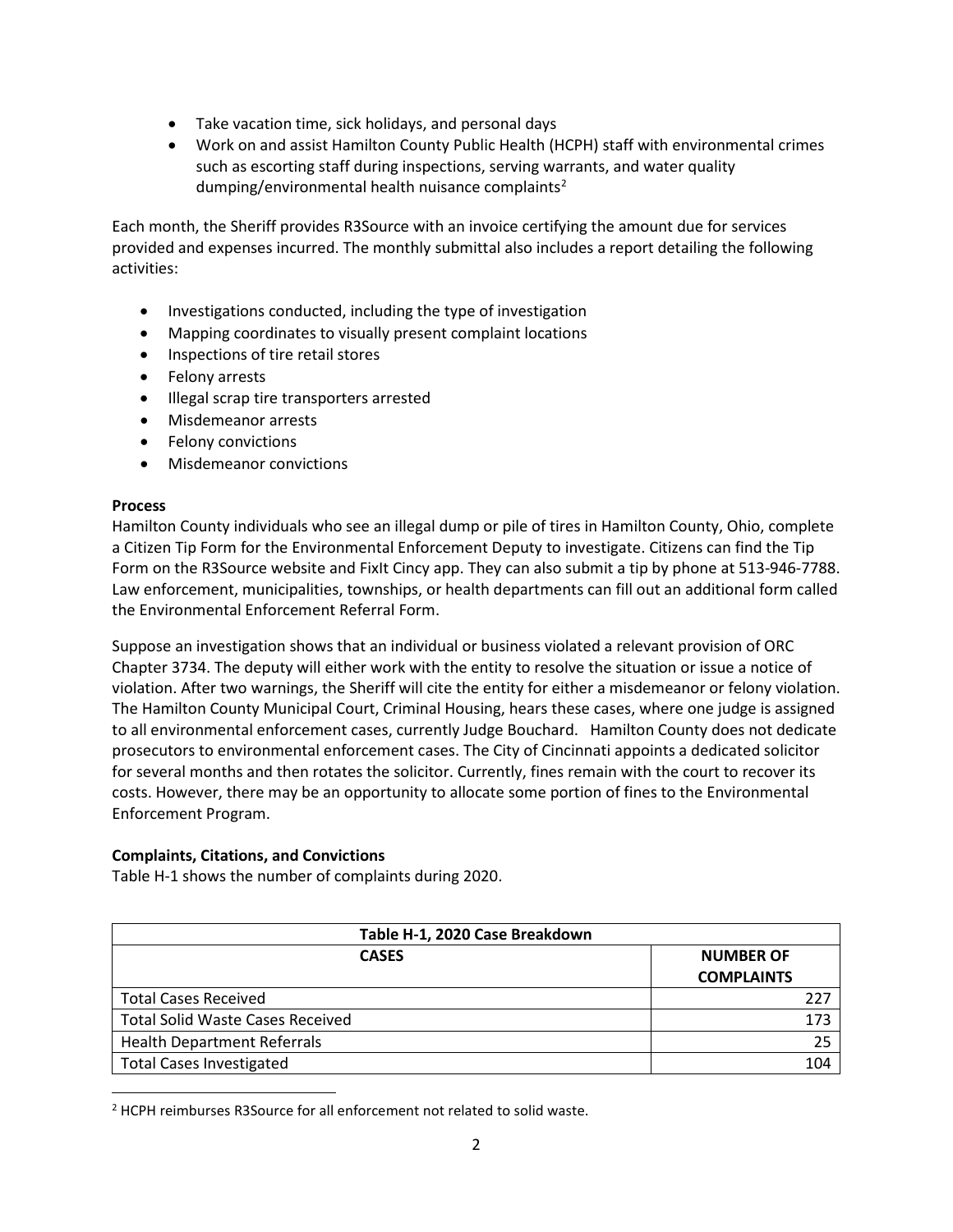- Take vacation time, sick holidays, and personal days
- Work on and assist Hamilton County Public Health (HCPH) staff with environmental crimes such as escorting staff during inspections, serving warrants, and water quality dumping/environmental health nuisance complaints[2]

Each month, the Sheriff provides R3Source with an invoice certifying the amount due for services provided and expenses incurred. The monthly submittal also includes a report detailing the following activities:

- Investigations conducted, including the type of investigation
- Mapping coordinates to visually present complaint locations
- Inspections of tire retail stores
- Felony arrests
- Illegal scrap tire transporters arrested
- Misdemeanor arrests
- Felony convictions
- Misdemeanor convictions

**Process**

Hamilton County individuals who see an illegal dump or pile of tires in Hamilton County, Ohio, complete a Citizen Tip Form for the Environmental Enforcement Deputy to investigate. Citizens can find the Tip Form on the R3Source website and FixIt Cincy app. They can also submit a tip by phone at 513-946-7788. Law enforcement, municipalities, townships, or health departments can fill out an additional form called the Environmental Enforcement Referral Form.

Suppose an investigation shows that an individual or business violated a relevant provision of ORC Chapter 3734. The deputy will either work with the entity to resolve the situation or issue a notice of violation. After two warnings, the Sheriff will cite the entity for either a misdemeanor or felony violation. The Hamilton County Municipal Court, Criminal Housing, hears these cases, where one judge is assigned to all environmental enforcement cases, currently Judge Bouchard. Hamilton County does not dedicate prosecutors to environmental enforcement cases. The City of Cincinnati appoints a dedicated solicitor for several months and then rotates the solicitor. Currently, fines remain with the court to recover its costs. However, there may be an opportunity to allocate some portion of fines to the Environmental Enforcement Program.

**Complaints, Citations, and Convictions**

Table H-1 shows the number of complaints during 2020.

| Table H-1, 2020 Case Breakdown | |
|---|---|
| **CASES** | **NUMBER OF COMPLAINTS** |
| Total Cases Received | 227 |
| Total Solid Waste Cases Received | 173 |
| Health Department Referrals | 25 |
| Total Cases Investigated | 104 |

[2] HCPH reimburses R3Source for all enforcement not related to solid waste.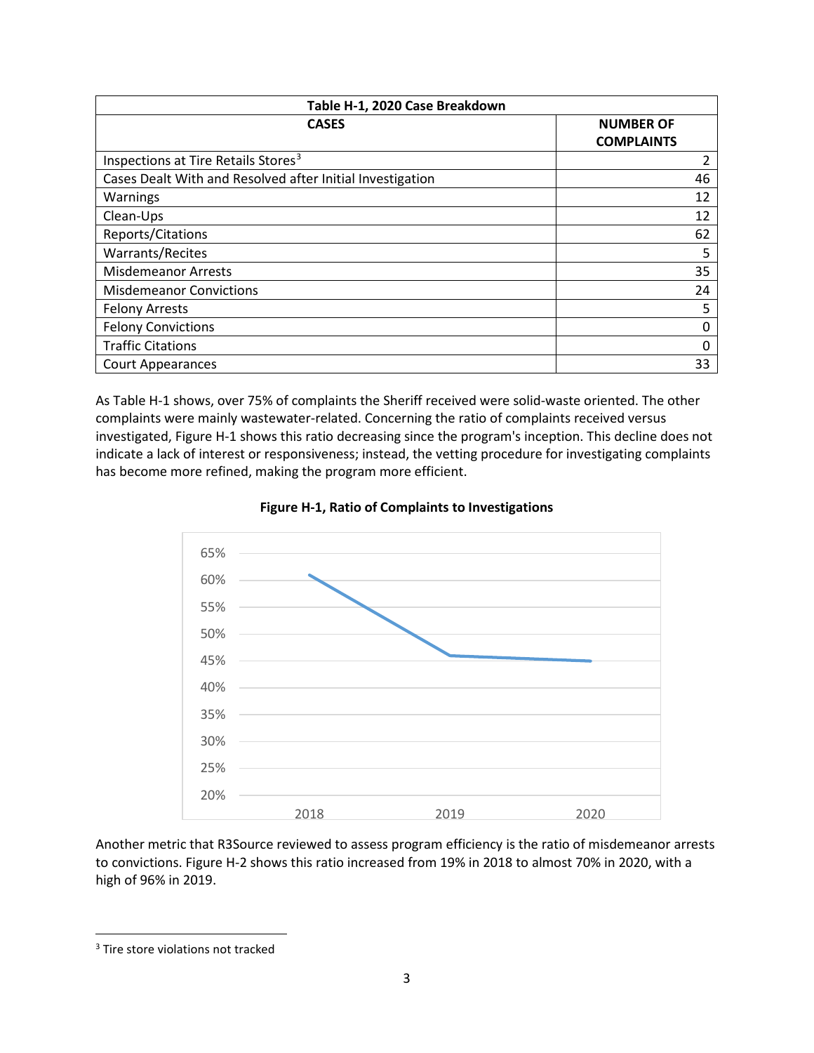| Table H-1, 2020 Case Breakdown | |
| --- | --- |
| **CASES** | **NUMBER OF COMPLAINTS** |
| Inspections at Tire Retails Stores[3] | 2 |
| Cases Dealt With and Resolved after Initial Investigation | 46 |
| Warnings | 12 |
| Clean-Ups | 12 |
| Reports/Citations | 62 |
| Warrants/Recites | 5 |
| Misdemeanor Arrests | 35 |
| Misdemeanor Convictions | 24 |
| Felony Arrests | 5 |
| Felony Convictions | 0 |
| Traffic Citations | 0 |
| Court Appearances | 33 |

As Table H-1 shows, over 75% of complaints the Sheriff received were solid-waste oriented. The other complaints were mainly wastewater-related. Concerning the ratio of complaints received versus investigated, Figure H-1 shows this ratio decreasing since the program's inception. This decline does not indicate a lack of interest or responsiveness; instead, the vetting procedure for investigating complaints has become more refined, making the program more efficient.

**Figure H-1, Ratio of Complaints to Investigations**

Another metric that R3Source reviewed to assess program efficiency is the ratio of misdemeanor arrests to convictions. Figure H-2 shows this ratio increased from 19% in 2018 to almost 70% in 2020, with a high of 96% in 2019.

[3] Tire store violations not tracked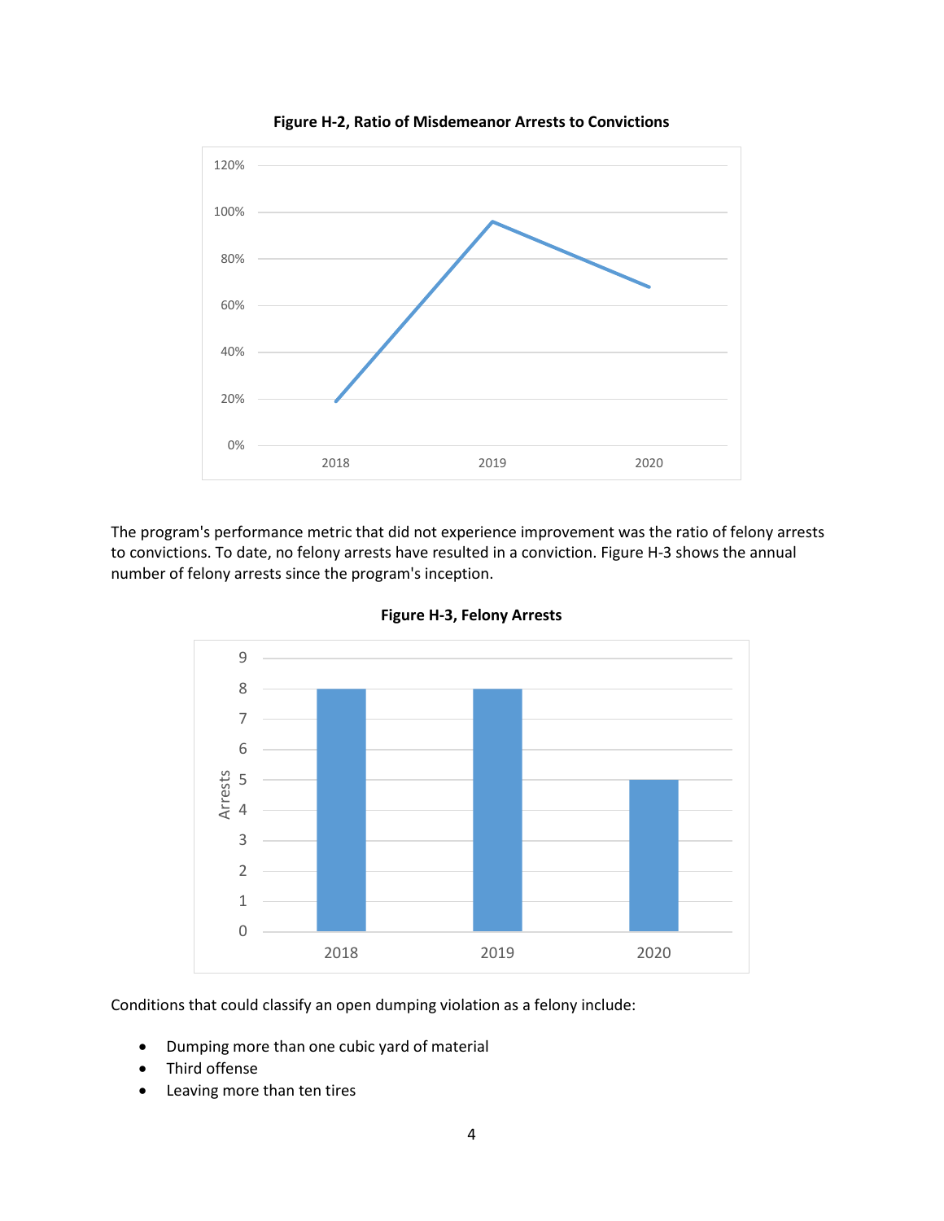**Figure H-2, Ratio of Misdemeanor Arrests to Convictions**

The program's performance metric that did not experience improvement was the ratio of felony arrests to convictions. To date, no felony arrests have resulted in a conviction. Figure H-3 shows the annual number of felony arrests since the program's inception.

**Figure H-3, Felony Arrests**

Conditions that could classify an open dumping violation as a felony include:

- Dumping more than one cubic yard of material
- Third offense
- Leaving more than ten tires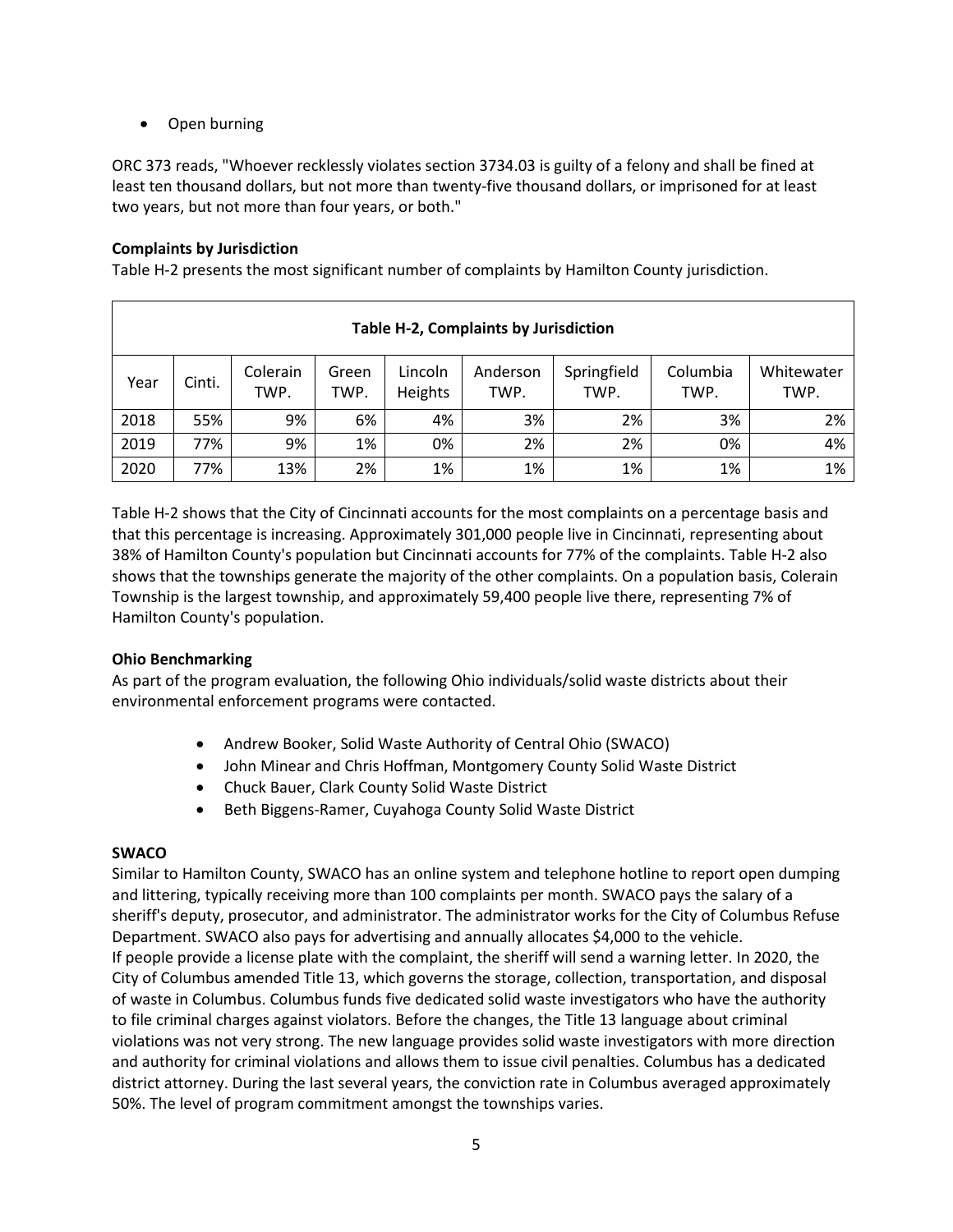- Open burning

ORC 373 reads, "Whoever recklessly violates section 3734.03 is guilty of a felony and shall be fined at least ten thousand dollars, but not more than twenty-five thousand dollars, or imprisoned for at least two years, but not more than four years, or both."

**Complaints by Jurisdiction**

Table H-2 presents the most significant number of complaints by Hamilton County jurisdiction.

**Table H-2, Complaints by Jurisdiction**

| Year | Cinti. | Colerain TWP. | Green TWP. | Lincoln Heights | Anderson TWP. | Springfield TWP. | Columbia TWP. | Whitewater TWP. |
|---|---|---|---|---|---|---|---|---|
| 2018 | 55% | 9% | 6% | 4% | 3% | 2% | 3% | 2% |
| 2019 | 77% | 9% | 1% | 0% | 2% | 2% | 0% | 4% |
| 2020 | 77% | 13% | 2% | 1% | 1% | 1% | 1% | 1% |

Table H-2 shows that the City of Cincinnati accounts for the most complaints on a percentage basis and that this percentage is increasing. Approximately 301,000 people live in Cincinnati, representing about 38% of Hamilton County's population but Cincinnati accounts for 77% of the complaints. Table H-2 also shows that the townships generate the majority of the other complaints. On a population basis, Colerain Township is the largest township, and approximately 59,400 people live there, representing 7% of Hamilton County's population.

**Ohio Benchmarking**

As part of the program evaluation, the following Ohio individuals/solid waste districts about their environmental enforcement programs were contacted.

- Andrew Booker, Solid Waste Authority of Central Ohio (SWACO)
- John Minear and Chris Hoffman, Montgomery County Solid Waste District
- Chuck Bauer, Clark County Solid Waste District
- Beth Biggens-Ramer, Cuyahoga County Solid Waste District

**SWACO**

Similar to Hamilton County, SWACO has an online system and telephone hotline to report open dumping and littering, typically receiving more than 100 complaints per month. SWACO pays the salary of a sheriff's deputy, prosecutor, and administrator. The administrator works for the City of Columbus Refuse Department. SWACO also pays for advertising and annually allocates $4,000 to the vehicle.

If people provide a license plate with the complaint, the sheriff will send a warning letter. In 2020, the City of Columbus amended Title 13, which governs the storage, collection, transportation, and disposal of waste in Columbus. Columbus funds five dedicated solid waste investigators who have the authority to file criminal charges against violators. Before the changes, the Title 13 language about criminal violations was not very strong. The new language provides solid waste investigators with more direction and authority for criminal violations and allows them to issue civil penalties. Columbus has a dedicated district attorney. During the last several years, the conviction rate in Columbus averaged approximately 50%. The level of program commitment amongst the townships varies.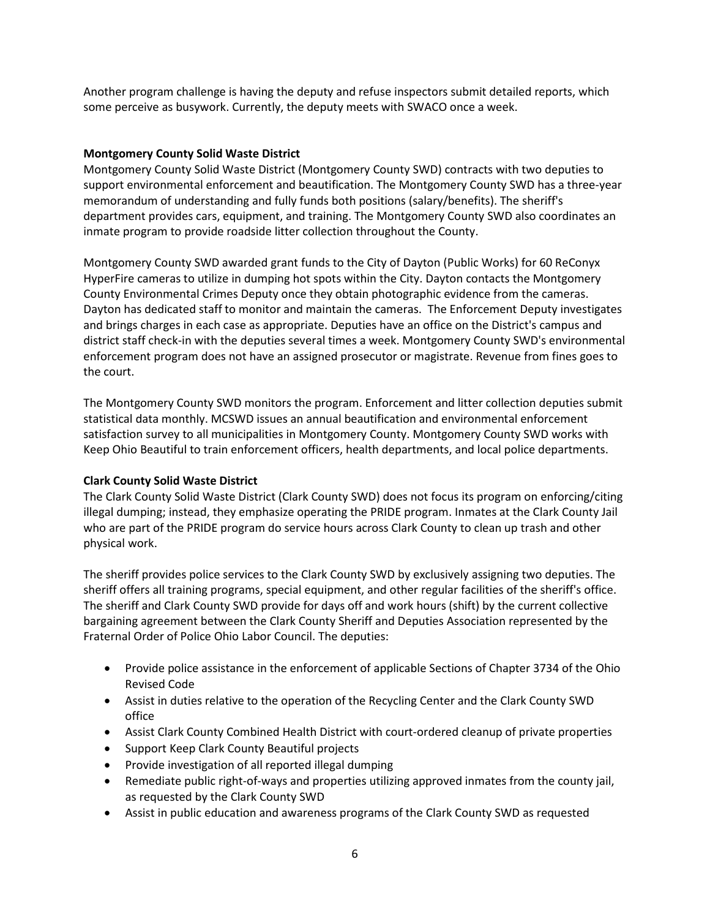Another program challenge is having the deputy and refuse inspectors submit detailed reports, which some perceive as busywork. Currently, the deputy meets with SWACO once a week.

**Montgomery County Solid Waste District**

Montgomery County Solid Waste District (Montgomery County SWD) contracts with two deputies to support environmental enforcement and beautification. The Montgomery County SWD has a three-year memorandum of understanding and fully funds both positions (salary/benefits). The sheriff's department provides cars, equipment, and training. The Montgomery County SWD also coordinates an inmate program to provide roadside litter collection throughout the County.

Montgomery County SWD awarded grant funds to the City of Dayton (Public Works) for 60 ReConyx HyperFire cameras to utilize in dumping hot spots within the City. Dayton contacts the Montgomery County Environmental Crimes Deputy once they obtain photographic evidence from the cameras. Dayton has dedicated staff to monitor and maintain the cameras. The Enforcement Deputy investigates and brings charges in each case as appropriate. Deputies have an office on the District's campus and district staff check-in with the deputies several times a week. Montgomery County SWD's environmental enforcement program does not have an assigned prosecutor or magistrate. Revenue from fines goes to the court.

The Montgomery County SWD monitors the program. Enforcement and litter collection deputies submit statistical data monthly. MCSWD issues an annual beautification and environmental enforcement satisfaction survey to all municipalities in Montgomery County. Montgomery County SWD works with Keep Ohio Beautiful to train enforcement officers, health departments, and local police departments.

**Clark County Solid Waste District**

The Clark County Solid Waste District (Clark County SWD) does not focus its program on enforcing/citing illegal dumping; instead, they emphasize operating the PRIDE program. Inmates at the Clark County Jail who are part of the PRIDE program do service hours across Clark County to clean up trash and other physical work.

The sheriff provides police services to the Clark County SWD by exclusively assigning two deputies. The sheriff offers all training programs, special equipment, and other regular facilities of the sheriff's office. The sheriff and Clark County SWD provide for days off and work hours (shift) by the current collective bargaining agreement between the Clark County Sheriff and Deputies Association represented by the Fraternal Order of Police Ohio Labor Council. The deputies:

- Provide police assistance in the enforcement of applicable Sections of Chapter 3734 of the Ohio Revised Code
- Assist in duties relative to the operation of the Recycling Center and the Clark County SWD office
- Assist Clark County Combined Health District with court-ordered cleanup of private properties
- Support Keep Clark County Beautiful projects
- Provide investigation of all reported illegal dumping
- Remediate public right-of-ways and properties utilizing approved inmates from the county jail, as requested by the Clark County SWD
- Assist in public education and awareness programs of the Clark County SWD as requested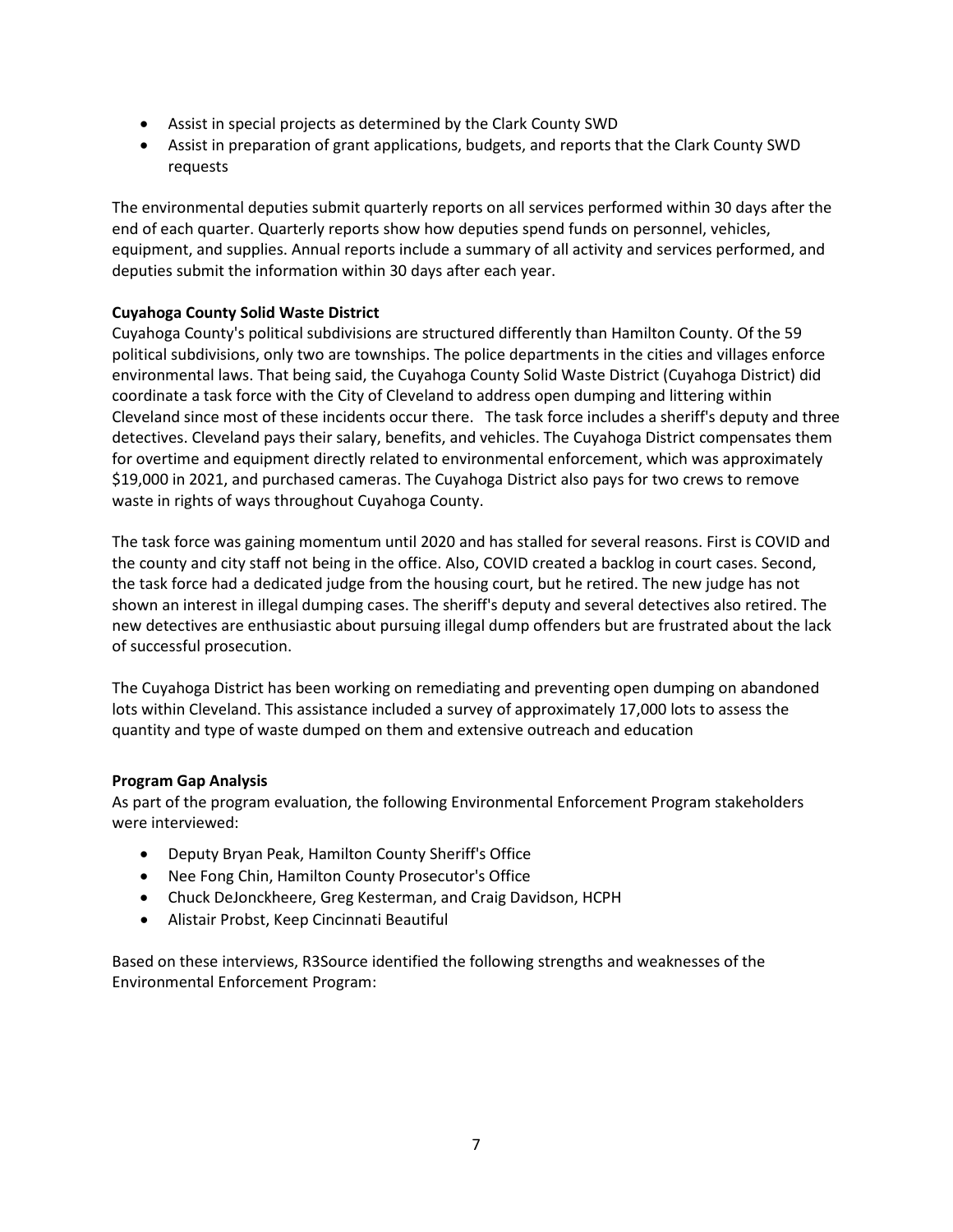- Assist in special projects as determined by the Clark County SWD
- Assist in preparation of grant applications, budgets, and reports that the Clark County SWD requests

The environmental deputies submit quarterly reports on all services performed within 30 days after the end of each quarter. Quarterly reports show how deputies spend funds on personnel, vehicles, equipment, and supplies. Annual reports include a summary of all activity and services performed, and deputies submit the information within 30 days after each year.

**Cuyahoga County Solid Waste District**

Cuyahoga County's political subdivisions are structured differently than Hamilton County. Of the 59 political subdivisions, only two are townships. The police departments in the cities and villages enforce environmental laws. That being said, the Cuyahoga County Solid Waste District (Cuyahoga District) did coordinate a task force with the City of Cleveland to address open dumping and littering within Cleveland since most of these incidents occur there. The task force includes a sheriff's deputy and three detectives. Cleveland pays their salary, benefits, and vehicles. The Cuyahoga District compensates them for overtime and equipment directly related to environmental enforcement, which was approximately \$19,000 in 2021, and purchased cameras. The Cuyahoga District also pays for two crews to remove waste in rights of ways throughout Cuyahoga County.

The task force was gaining momentum until 2020 and has stalled for several reasons. First is COVID and the county and city staff not being in the office. Also, COVID created a backlog in court cases. Second, the task force had a dedicated judge from the housing court, but he retired. The new judge has not shown an interest in illegal dumping cases. The sheriff's deputy and several detectives also retired. The new detectives are enthusiastic about pursuing illegal dump offenders but are frustrated about the lack of successful prosecution.

The Cuyahoga District has been working on remediating and preventing open dumping on abandoned lots within Cleveland. This assistance included a survey of approximately 17,000 lots to assess the quantity and type of waste dumped on them and extensive outreach and education

**Program Gap Analysis**

As part of the program evaluation, the following Environmental Enforcement Program stakeholders were interviewed:

- Deputy Bryan Peak, Hamilton County Sheriff's Office
- Nee Fong Chin, Hamilton County Prosecutor's Office
- Chuck DeJonckheere, Greg Kesterman, and Craig Davidson, HCPH
- Alistair Probst, Keep Cincinnati Beautiful

Based on these interviews, R3Source identified the following strengths and weaknesses of the Environmental Enforcement Program: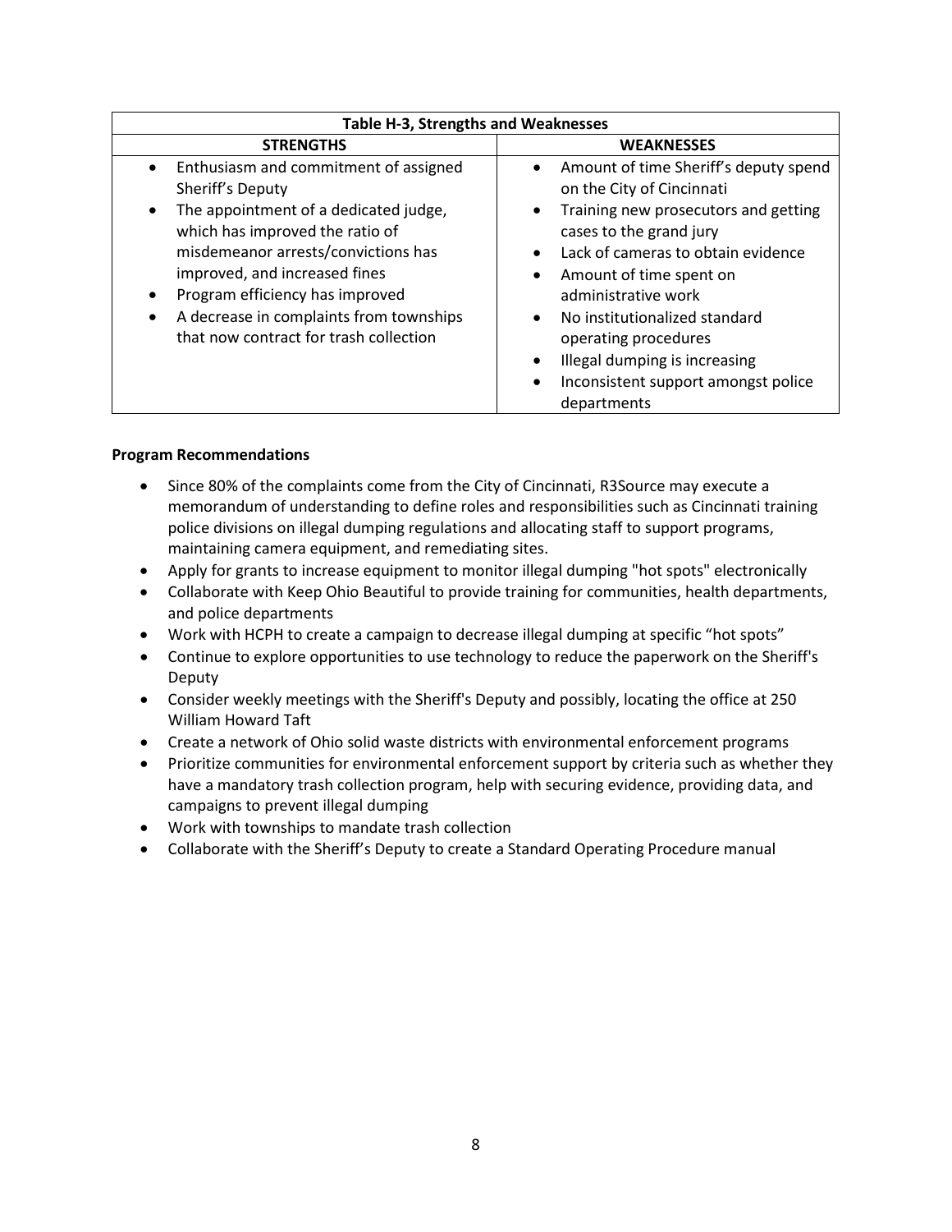| Table H-3, Strengths and Weaknesses | |
|---|---|
| **STRENGTHS** | **WEAKNESSES** |
| • Enthusiasm and commitment of assigned Sheriff's Deputy<br>• The appointment of a dedicated judge, which has improved the ratio of misdemeanor arrests/convictions has improved, and increased fines<br>• Program efficiency has improved<br>• A decrease in complaints from townships that now contract for trash collection | • Amount of time Sheriff's deputy spend on the City of Cincinnati<br>• Training new prosecutors and getting cases to the grand jury<br>• Lack of cameras to obtain evidence<br>• Amount of time spent on administrative work<br>• No institutionalized standard operating procedures<br>• Illegal dumping is increasing<br>• Inconsistent support amongst police departments |

**Program Recommendations**

- Since 80% of the complaints come from the City of Cincinnati, R3Source may execute a memorandum of understanding to define roles and responsibilities such as Cincinnati training police divisions on illegal dumping regulations and allocating staff to support programs, maintaining camera equipment, and remediating sites.
- Apply for grants to increase equipment to monitor illegal dumping "hot spots" electronically
- Collaborate with Keep Ohio Beautiful to provide training for communities, health departments, and police departments
- Work with HCPH to create a campaign to decrease illegal dumping at specific "hot spots"
- Continue to explore opportunities to use technology to reduce the paperwork on the Sheriff's Deputy
- Consider weekly meetings with the Sheriff's Deputy and possibly, locating the office at 250 William Howard Taft
- Create a network of Ohio solid waste districts with environmental enforcement programs
- Prioritize communities for environmental enforcement support by criteria such as whether they have a mandatory trash collection program, help with securing evidence, providing data, and campaigns to prevent illegal dumping
- Work with townships to mandate trash collection
- Collaborate with the Sheriff's Deputy to create a Standard Operating Procedure manual